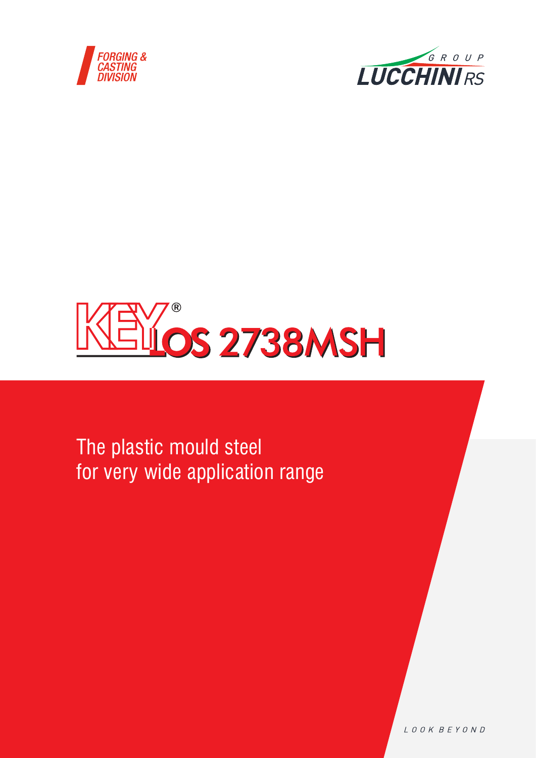FORGING & CASTING DIVISION

LUCCHINI RS GROUP

# KEYLOS 2738MSH®

The plastic mould steel
for very wide application range

LOOK BEYOND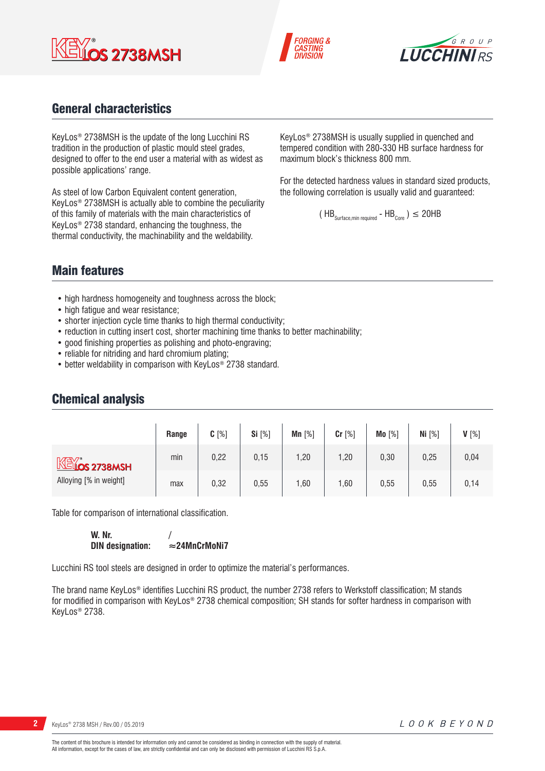## General characteristics

KeyLos® 2738MSH is the update of the long Lucchini RS tradition in the production of plastic mould steel grades, designed to offer to the end user a material with as widest as possible applications' range.

As steel of low Carbon Equivalent content generation, KeyLos® 2738MSH is actually able to combine the peculiarity of this family of materials with the main characteristics of KeyLos® 2738 standard, enhancing the toughness, the thermal conductivity, the machinability and the weldability.

KeyLos® 2738MSH is usually supplied in quenched and tempered condition with 280-330 HB surface hardness for maximum block's thickness 800 mm.

For the detected hardness values in standard sized products, the following correlation is usually valid and guaranteed:

$$( HB_{Surface,min\ required} - HB_{Core} ) \leq 20HB$$

## Main features

- high hardness homogeneity and toughness across the block;
- high fatigue and wear resistance;
- shorter injection cycle time thanks to high thermal conductivity;
- reduction in cutting insert cost, shorter machining time thanks to better machinability;
- good finishing properties as polishing and photo-engraving;
- reliable for nitriding and hard chromium plating;
- better weldability in comparison with KeyLos® 2738 standard.

## Chemical analysis

| | Range | C [%] | Si [%] | Mn [%] | Cr [%] | Mo [%] | Ni [%] | V [%] |
|---|---|---|---|---|---|---|---|---|
| KeyLos 2738MSH Alloying [% in weight] | min | 0,22 | 0,15 | 1,20 | 1,20 | 0,30 | 0,25 | 0,04 |
| | max | 0,32 | 0,55 | 1,60 | 1,60 | 0,55 | 0,55 | 0,14 |

Table for comparison of international classification.

**W. Nr.** /
**DIN designation:** **≈24MnCrMoNi7**

Lucchini RS tool steels are designed in order to optimize the material's performances.

The brand name KeyLos® identifies Lucchini RS product, the number 2738 refers to Werkstoff classification; M stands for modified in comparison with KeyLos® 2738 chemical composition; SH stands for softer hardness in comparison with KeyLos® 2738.

The content of this brochure is intended for information only and cannot be considered as binding in connection with the supply of material.
All information, except for the cases of law, are strictly confidential and can only be disclosed with permission of Lucchini RS S.p.A.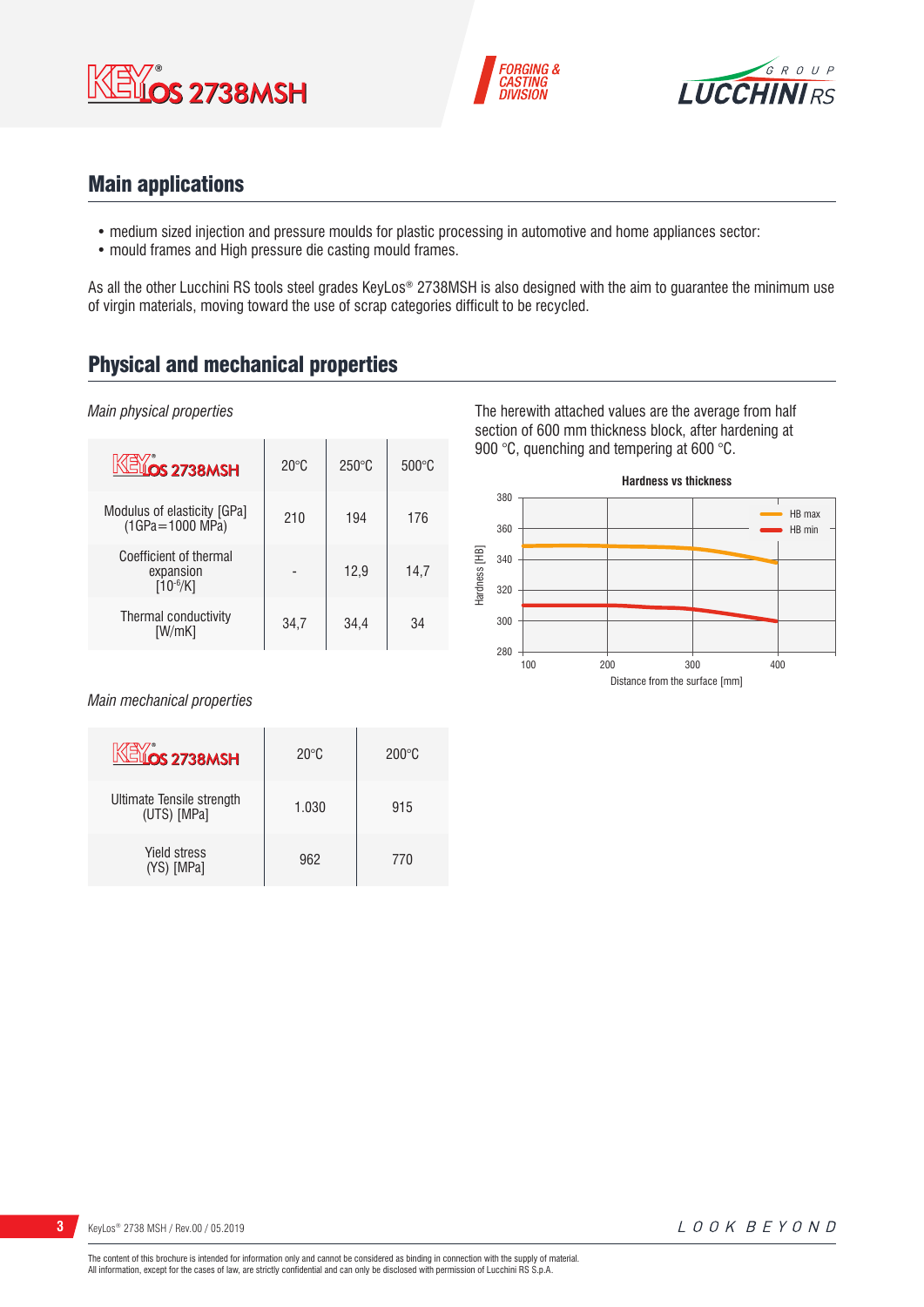## Main applications

- medium sized injection and pressure moulds for plastic processing in automotive and home appliances sector:
- mould frames and High pressure die casting mould frames.

As all the other Lucchini RS tools steel grades KeyLos® 2738MSH is also designed with the aim to guarantee the minimum use of virgin materials, moving toward the use of scrap categories difficult to be recycled.

## Physical and mechanical properties

*Main physical properties*

| KeyLos 2738MSH | 20°C | 250°C | 500°C |
|---|---|---|---|
| Modulus of elasticity [GPa] (1GPa=1000 MPa) | 210 | 194 | 176 |
| Coefficient of thermal expansion [$10^{-6}$/K] | - | 12,9 | 14,7 |
| Thermal conductivity [W/mK] | 34,7 | 34,4 | 34 |

The herewith attached values are the average from half section of 600 mm thickness block, after hardening at 900 °C, quenching and tempering at 600 °C.

**Hardness vs thickness**

*Main mechanical properties*

| KeyLos 2738MSH | 20°C | 200°C |
|---|---|---|
| Ultimate Tensile strength (UTS) [MPa] | 1.030 | 915 |
| Yield stress (YS) [MPa] | 962 | 770 |

The content of this brochure is intended for information only and cannot be considered as binding in connection with the supply of material.
All information, except for the cases of law, are strictly confidential and can only be disclosed with permission of Lucchini RS S.p.A.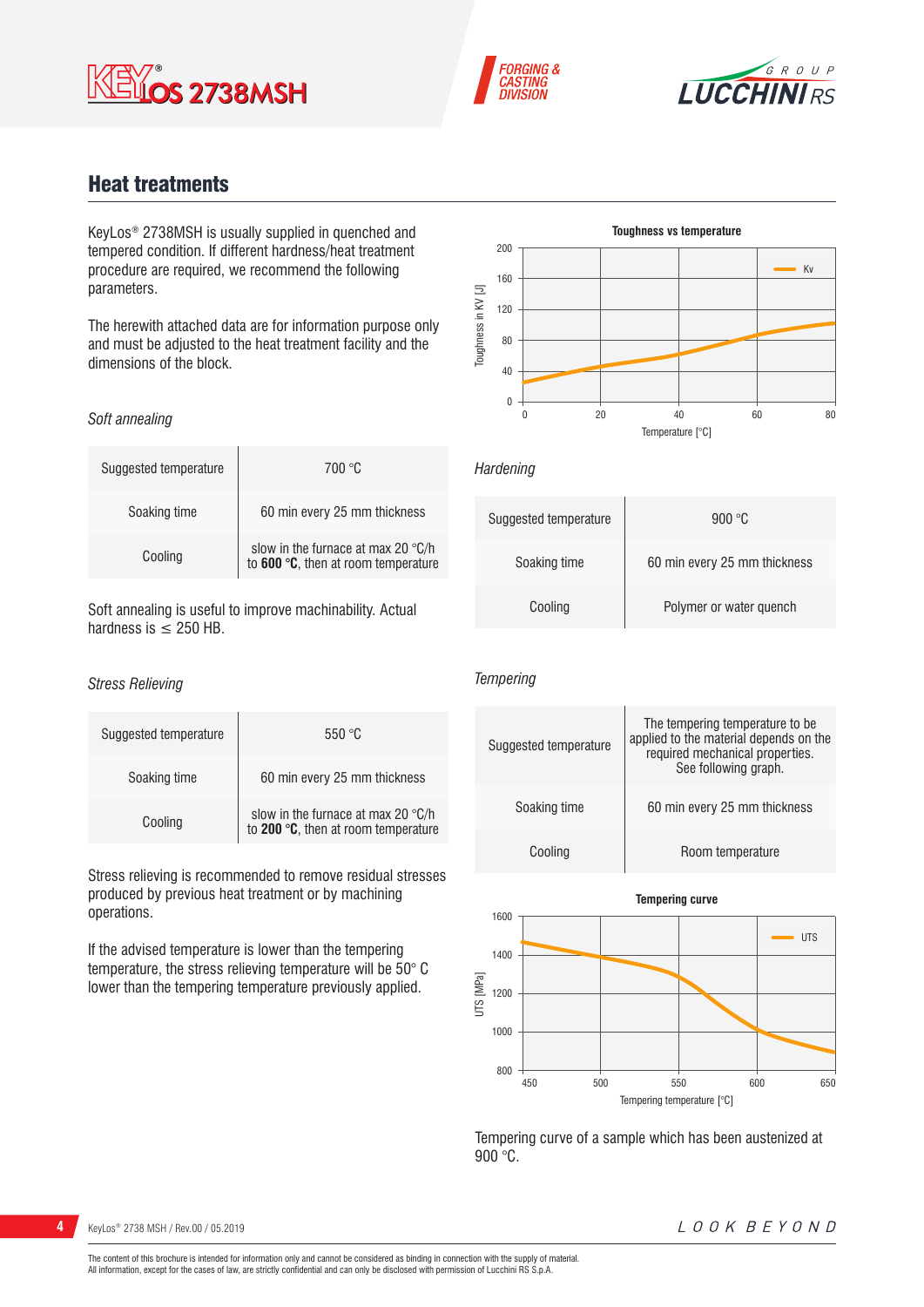## Heat treatments

KeyLos® 2738MSH is usually supplied in quenched and tempered condition. If different hardness/heat treatment procedure are required, we recommend the following parameters.

The herewith attached data are for information purpose only and must be adjusted to the heat treatment facility and the dimensions of the block.

*Soft annealing*

| Suggested temperature | 700 °C |
|---|---|
| Soaking time | 60 min every 25 mm thickness |
| Cooling | slow in the furnace at max 20 °C/h to **600 °C**, then at room temperature |

Soft annealing is useful to improve machinability. Actual hardness is ≤ 250 HB.

*Stress Relieving*

| Suggested temperature | 550 °C |
|---|---|
| Soaking time | 60 min every 25 mm thickness |
| Cooling | slow in the furnace at max 20 °C/h to **200 °C**, then at room temperature |

Stress relieving is recommended to remove residual stresses produced by previous heat treatment or by machining operations.

If the advised temperature is lower than the tempering temperature, the stress relieving temperature will be 50° C lower than the tempering temperature previously applied.

**Toughness vs temperature**

*Hardening*

| Suggested temperature | 900 °C |
|---|---|
| Soaking time | 60 min every 25 mm thickness |
| Cooling | Polymer or water quench |

*Tempering*

| Suggested temperature | The tempering temperature to be applied to the material depends on the required mechanical properties. See following graph. |
|---|---|
| Soaking time | 60 min every 25 mm thickness |
| Cooling | Room temperature |

**Tempering curve**

Tempering curve of a sample which has been austenized at 900 °C.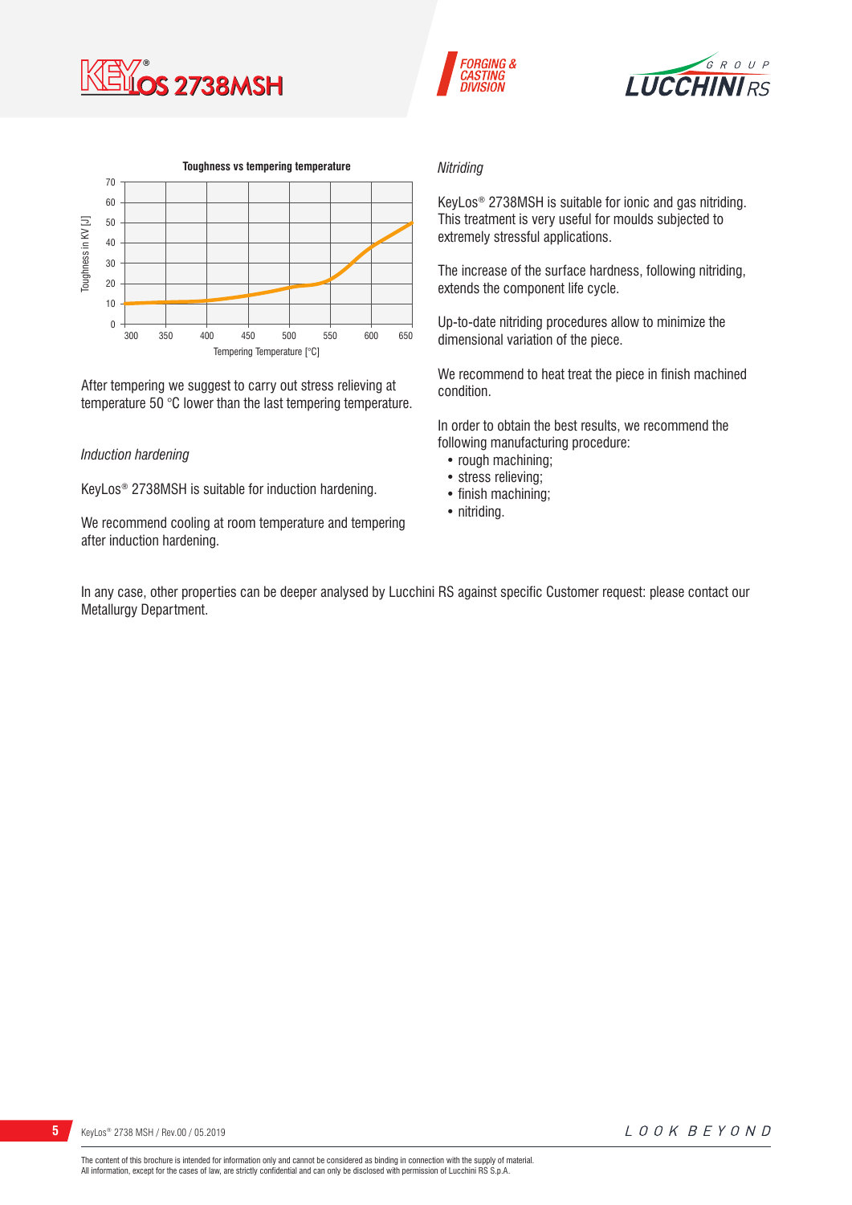**Toughness vs tempering temperature**

After tempering we suggest to carry out stress relieving at temperature 50 °C lower than the last tempering temperature.

*Induction hardening*

KeyLos® 2738MSH is suitable for induction hardening.

We recommend cooling at room temperature and tempering after induction hardening.

*Nitriding*

KeyLos® 2738MSH is suitable for ionic and gas nitriding. This treatment is very useful for moulds subjected to extremely stressful applications.

The increase of the surface hardness, following nitriding, extends the component life cycle.

Up-to-date nitriding procedures allow to minimize the dimensional variation of the piece.

We recommend to heat treat the piece in finish machined condition.

In order to obtain the best results, we recommend the following manufacturing procedure:

- rough machining;
- stress relieving;
- finish machining;
- nitriding.

In any case, other properties can be deeper analysed by Lucchini RS against specific Customer request: please contact our Metallurgy Department.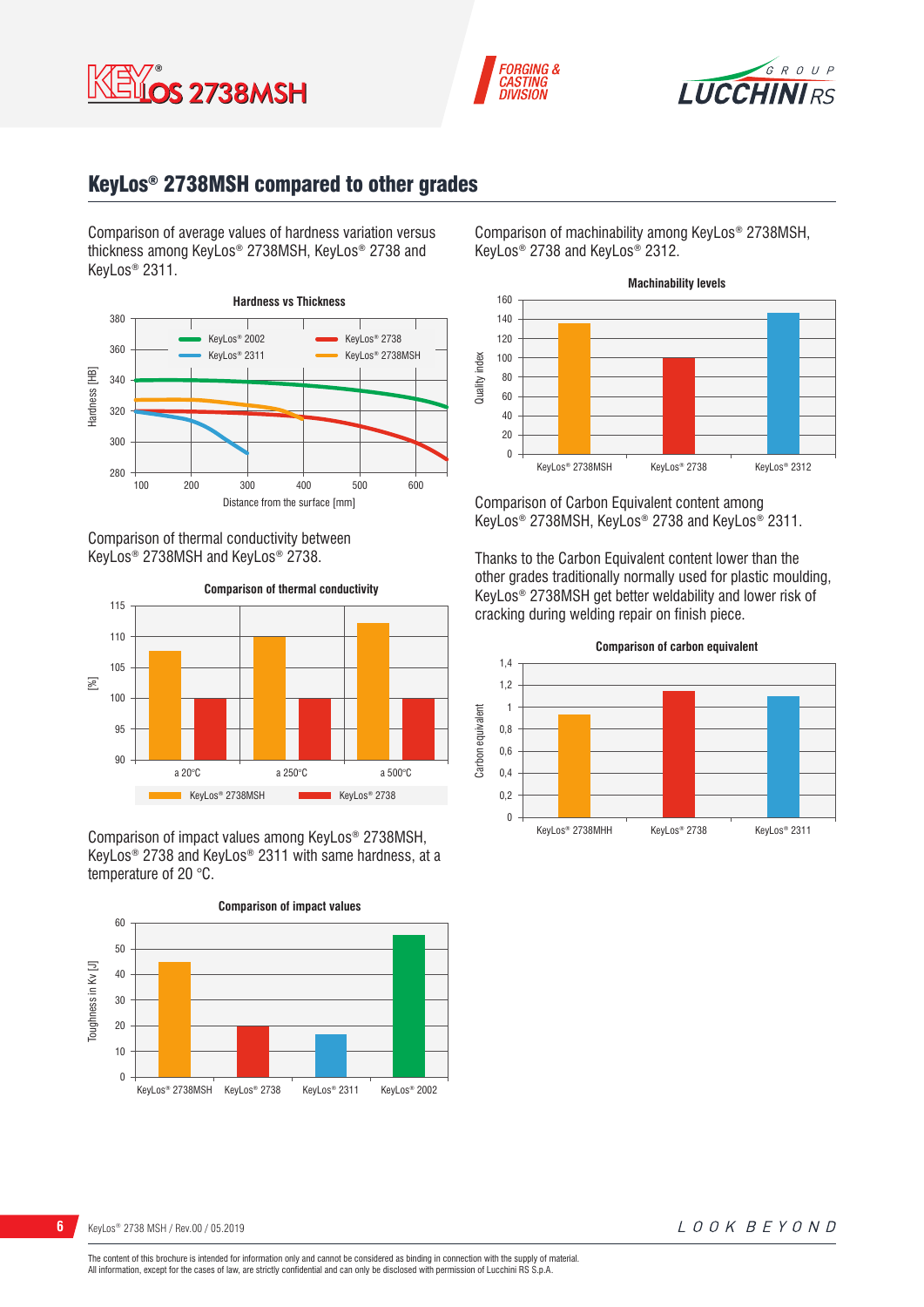## KeyLos® 2738MSH compared to other grades

Comparison of average values of hardness variation versus thickness among KeyLos® 2738MSH, KeyLos® 2738 and KeyLos® 2311.

**Hardness vs Thickness**

Comparison of thermal conductivity between KeyLos® 2738MSH and KeyLos® 2738.

**Comparison of thermal conductivity**

Comparison of impact values among KeyLos® 2738MSH, KeyLos® 2738 and KeyLos® 2311 with same hardness, at a temperature of 20 °C.

**Comparison of impact values**

Comparison of machinability among KeyLos® 2738MSH, KeyLos® 2738 and KeyLos® 2312.

**Machinability levels**

Comparison of Carbon Equivalent content among KeyLos® 2738MSH, KeyLos® 2738 and KeyLos® 2311.

Thanks to the Carbon Equivalent content lower than the other grades traditionally normally used for plastic moulding, KeyLos® 2738MSH get better weldability and lower risk of cracking during welding repair on finish piece.

**Comparison of carbon equivalent**

The content of this brochure is intended for information only and cannot be considered as binding in connection with the supply of material.
All information, except for the cases of law, are strictly confidential and can only be disclosed with permission of Lucchini RS S.p.A.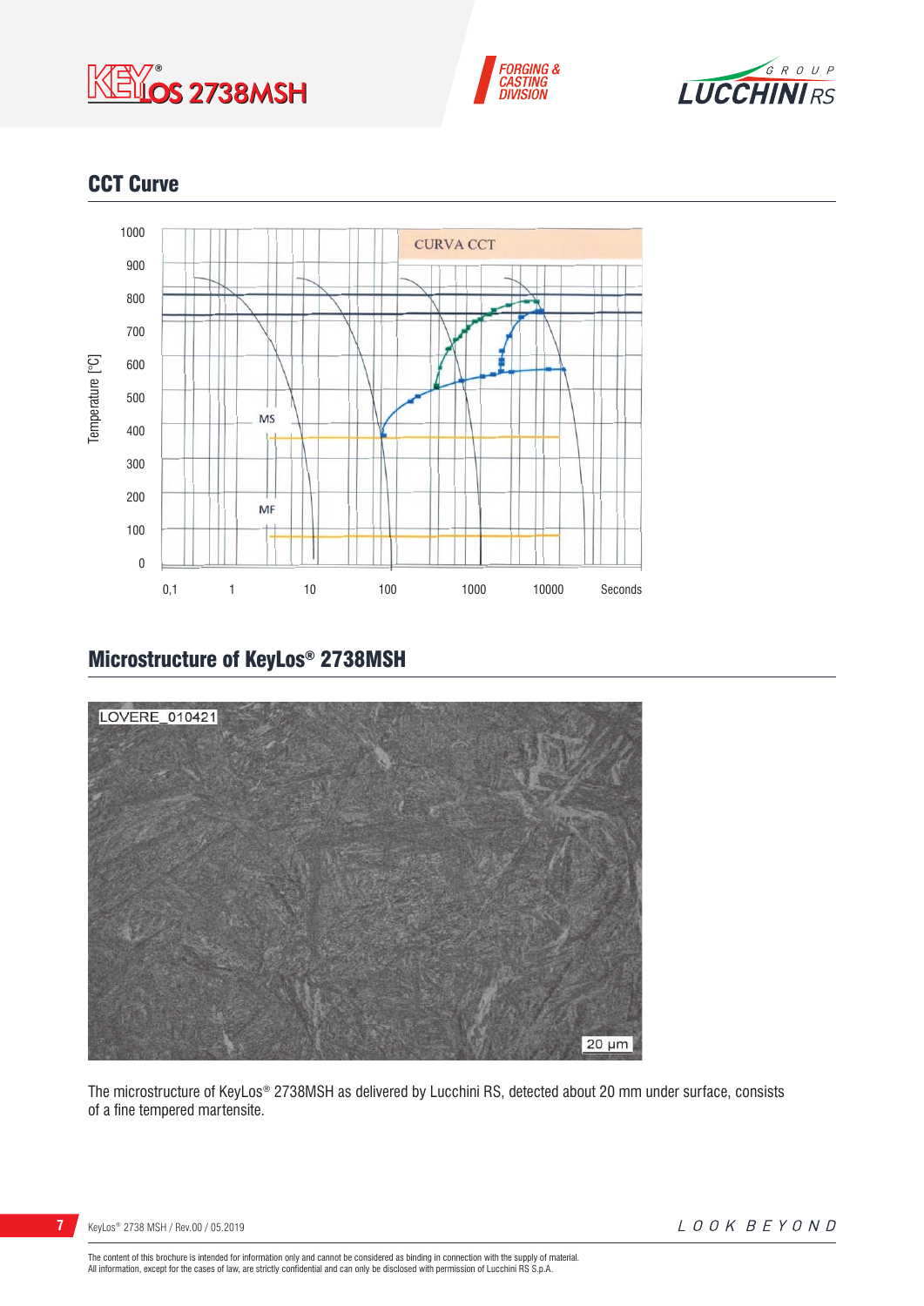## CCT Curve

## Microstructure of KeyLos® 2738MSH

The microstructure of KeyLos® 2738MSH as delivered by Lucchini RS, detected about 20 mm under surface, consists of a fine tempered martensite.

The content of this brochure is intended for information only and cannot be considered as binding in connection with the supply of material.
All information, except for the cases of law, are strictly confidential and can only be disclosed with permission of Lucchini RS S.p.A.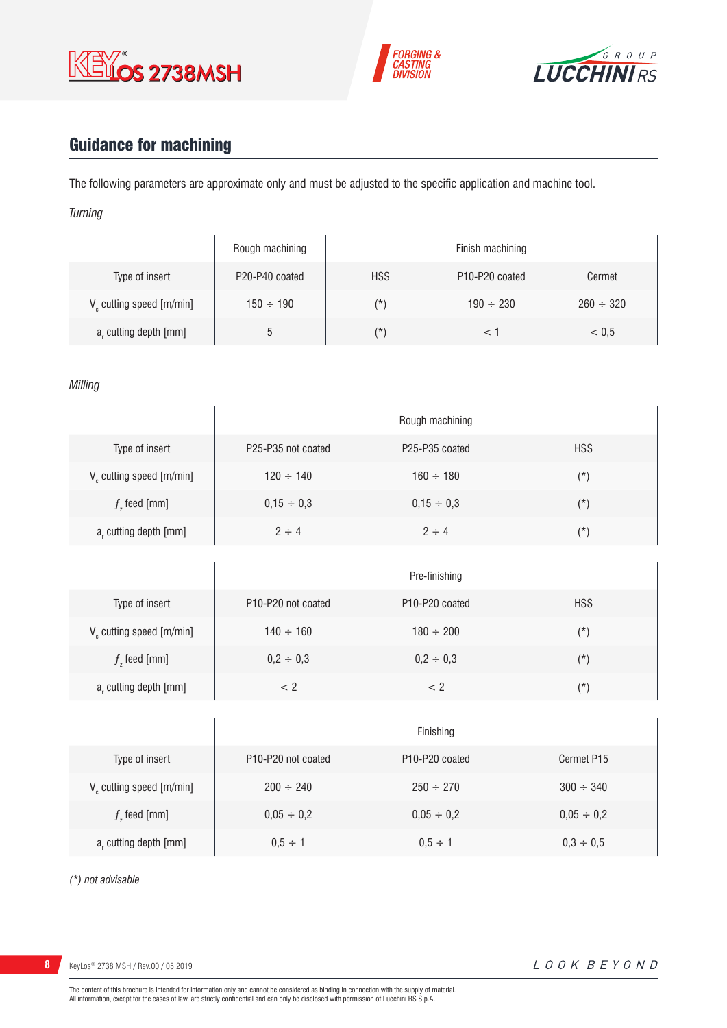## Guidance for machining

The following parameters are approximate only and must be adjusted to the specific application and machine tool.

*Turning*

| | Rough machining | Finish machining | | |
|---|---|---|---|---|
| Type of insert | P20-P40 coated | HSS | P10-P20 coated | Cermet |
| $V_c$ cutting speed [m/min] | 150 ÷ 190 | (*) | 190 ÷ 230 | 260 ÷ 320 |
| $a_r$ cutting depth [mm] | 5 | (*) | < 1 | < 0,5 |

*Milling*

| | Rough machining | | |
|---|---|---|---|
| Type of insert | P25-P35 not coated | P25-P35 coated | HSS |
| $V_c$ cutting speed [m/min] | 120 ÷ 140 | 160 ÷ 180 | (*) |
| $f_z$ feed [mm] | 0,15 ÷ 0,3 | 0,15 ÷ 0,3 | (*) |
| $a_r$ cutting depth [mm] | 2 ÷ 4 | 2 ÷ 4 | (*) |

| | Pre-finishing | | |
|---|---|---|---|
| Type of insert | P10-P20 not coated | P10-P20 coated | HSS |
| $V_c$ cutting speed [m/min] | 140 ÷ 160 | 180 ÷ 200 | (*) |
| $f_z$ feed [mm] | 0,2 ÷ 0,3 | 0,2 ÷ 0,3 | (*) |
| $a_r$ cutting depth [mm] | < 2 | < 2 | (*) |

| | Finishing | | |
|---|---|---|---|
| Type of insert | P10-P20 not coated | P10-P20 coated | Cermet P15 |
| $V_c$ cutting speed [m/min] | 200 ÷ 240 | 250 ÷ 270 | 300 ÷ 340 |
| $f_z$ feed [mm] | 0,05 ÷ 0,2 | 0,05 ÷ 0,2 | 0,05 ÷ 0,2 |
| $a_r$ cutting depth [mm] | 0,5 ÷ 1 | 0,5 ÷ 1 | 0,3 ÷ 0,5 |

*(*) not advisable*

The content of this brochure is intended for information only and cannot be considered as binding in connection with the supply of material.
All information, except for the cases of law, are strictly confidential and can only be disclosed with permission of Lucchini RS S.p.A.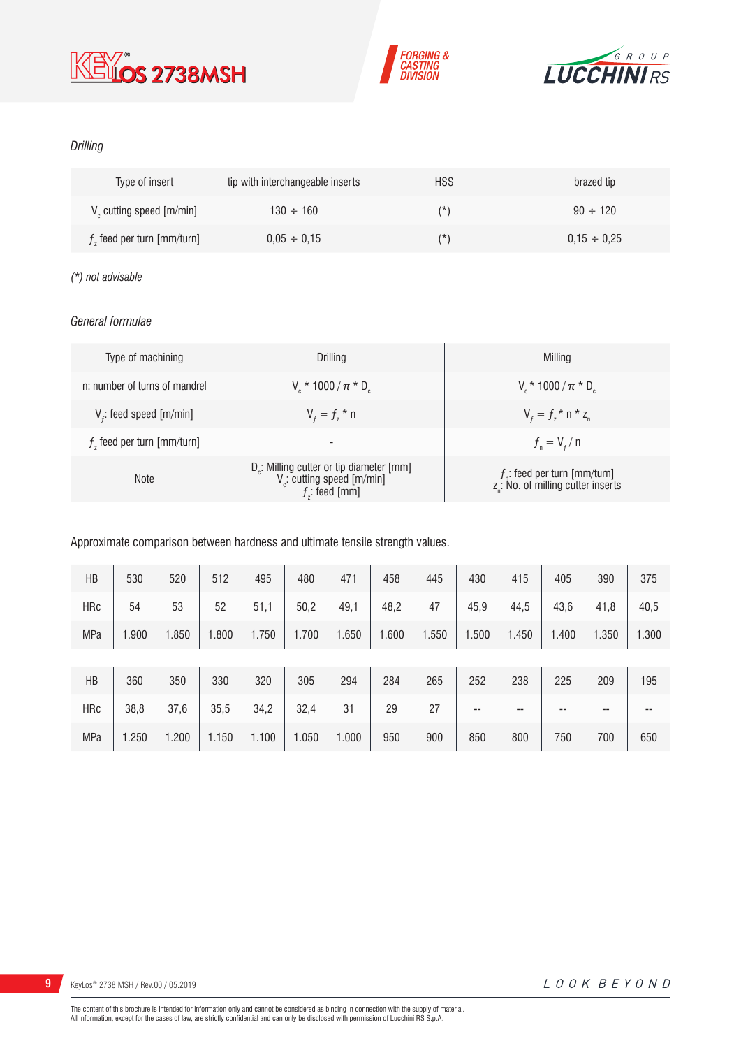*Drilling*

| Type of insert | tip with interchangeable inserts | HSS | brazed tip |
|---|---|---|---|
| $V_c$ cutting speed [m/min] | 130 ÷ 160 | (*) | 90 ÷ 120 |
| $f_z$ feed per turn [mm/turn] | 0,05 ÷ 0,15 | (*) | 0,15 ÷ 0,25 |

*(*) not advisable*

*General formulae*

| Type of machining | Drilling | Milling |
|---|---|---|
| n: number of turns of mandrel | $V_c * 1000 / \pi * D_c$ | $V_c * 1000 / \pi * D_c$ |
| $V_f$: feed speed [m/min] | $V_f = f_z * n$ | $V_f = f_z * n * z_n$ |
| $f_z$ feed per turn [mm/turn] | - | $f_n = V_f / n$ |
| Note | $D_c$: Milling cutter or tip diameter [mm]<br>$V_c$: cutting speed [m/min]<br>$f_z$: feed [mm] | $f_n$: feed per turn [mm/turn]<br>$z_n$: No. of milling cutter inserts |

Approximate comparison between hardness and ultimate tensile strength values.

| HB | 530 | 520 | 512 | 495 | 480 | 471 | 458 | 445 | 430 | 415 | 405 | 390 | 375 |
|---|---|---|---|---|---|---|---|---|---|---|---|---|---|
| HRc | 54 | 53 | 52 | 51,1 | 50,2 | 49,1 | 48,2 | 47 | 45,9 | 44,5 | 43,6 | 41,8 | 40,5 |
| MPa | 1.900 | 1.850 | 1.800 | 1.750 | 1.700 | 1.650 | 1.600 | 1.550 | 1.500 | 1.450 | 1.400 | 1.350 | 1.300 |

| HB | 360 | 350 | 330 | 320 | 305 | 294 | 284 | 265 | 252 | 238 | 225 | 209 | 195 |
|---|---|---|---|---|---|---|---|---|---|---|---|---|---|
| HRc | 38,8 | 37,6 | 35,5 | 34,2 | 32,4 | 31 | 29 | 27 | -- | -- | -- | -- | -- |
| MPa | 1.250 | 1.200 | 1.150 | 1.100 | 1.050 | 1.000 | 950 | 900 | 850 | 800 | 750 | 700 | 650 |

The content of this brochure is intended for information only and cannot be considered as binding in connection with the supply of material.
All information, except for the cases of law, are strictly confidential and can only be disclosed with permission of Lucchini RS S.p.A.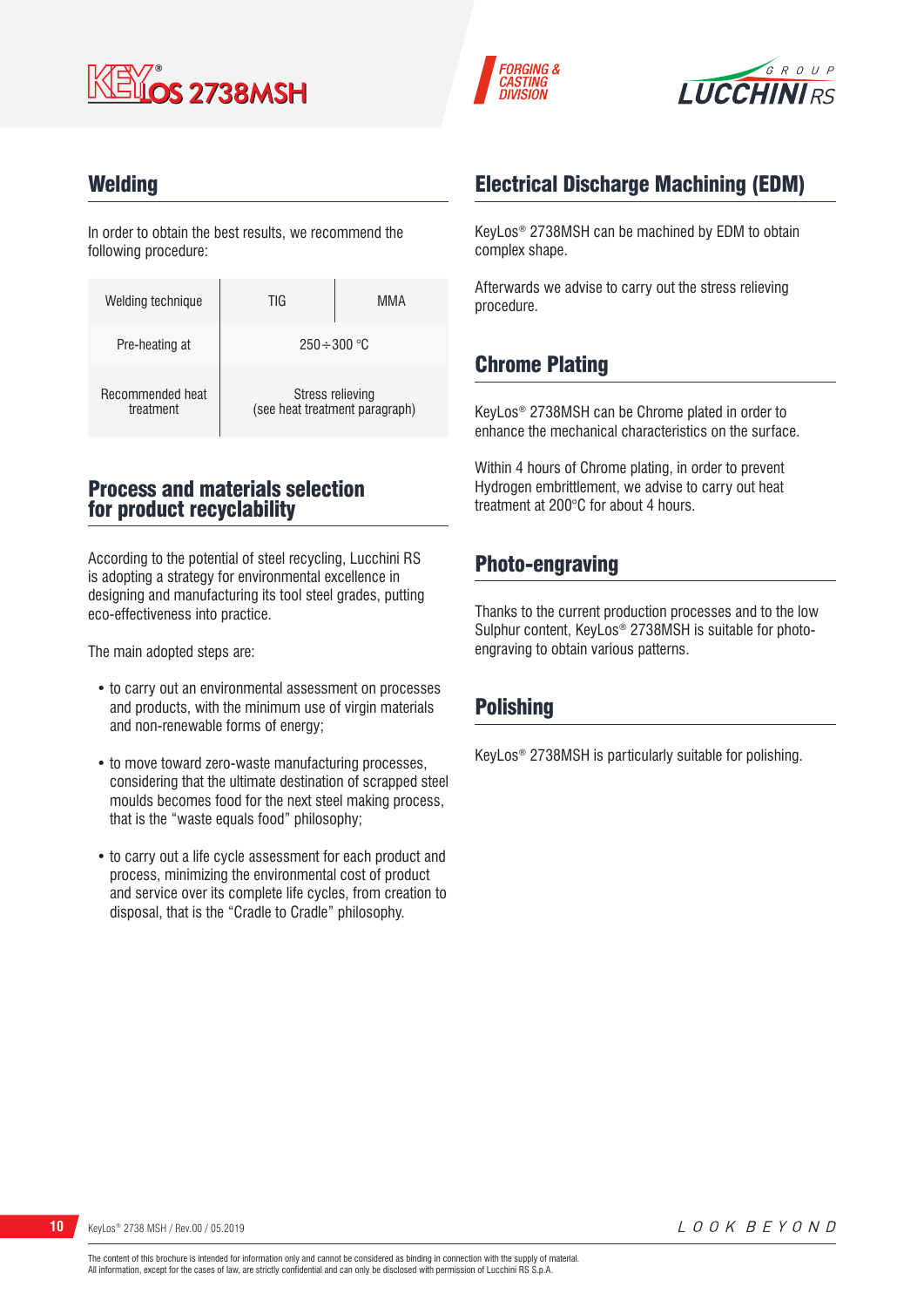## Welding

In order to obtain the best results, we recommend the following procedure:

| | | |
|---|---|---|
| Welding technique | TIG | MMA |
| Pre-heating at | 250÷300 °C | |
| Recommended heat treatment | Stress relieving (see heat treatment paragraph) | |

## Process and materials selection for product recyclability

According to the potential of steel recycling, Lucchini RS is adopting a strategy for environmental excellence in designing and manufacturing its tool steel grades, putting eco-effectiveness into practice.

The main adopted steps are:

- to carry out an environmental assessment on processes and products, with the minimum use of virgin materials and non-renewable forms of energy;
- to move toward zero-waste manufacturing processes, considering that the ultimate destination of scrapped steel moulds becomes food for the next steel making process, that is the "waste equals food" philosophy;
- to carry out a life cycle assessment for each product and process, minimizing the environmental cost of product and service over its complete life cycles, from creation to disposal, that is the "Cradle to Cradle" philosophy.

## Electrical Discharge Machining (EDM)

KeyLos® 2738MSH can be machined by EDM to obtain complex shape.

Afterwards we advise to carry out the stress relieving procedure.

## Chrome Plating

KeyLos® 2738MSH can be Chrome plated in order to enhance the mechanical characteristics on the surface.

Within 4 hours of Chrome plating, in order to prevent Hydrogen embrittlement, we advise to carry out heat treatment at 200°C for about 4 hours.

## Photo-engraving

Thanks to the current production processes and to the low Sulphur content, KeyLos® 2738MSH is suitable for photo-engraving to obtain various patterns.

## Polishing

KeyLos® 2738MSH is particularly suitable for polishing.

The content of this brochure is intended for information only and cannot be considered as binding in connection with the supply of material.
All information, except for the cases of law, are strictly confidential and can only be disclosed with permission of Lucchini RS S.p.A.